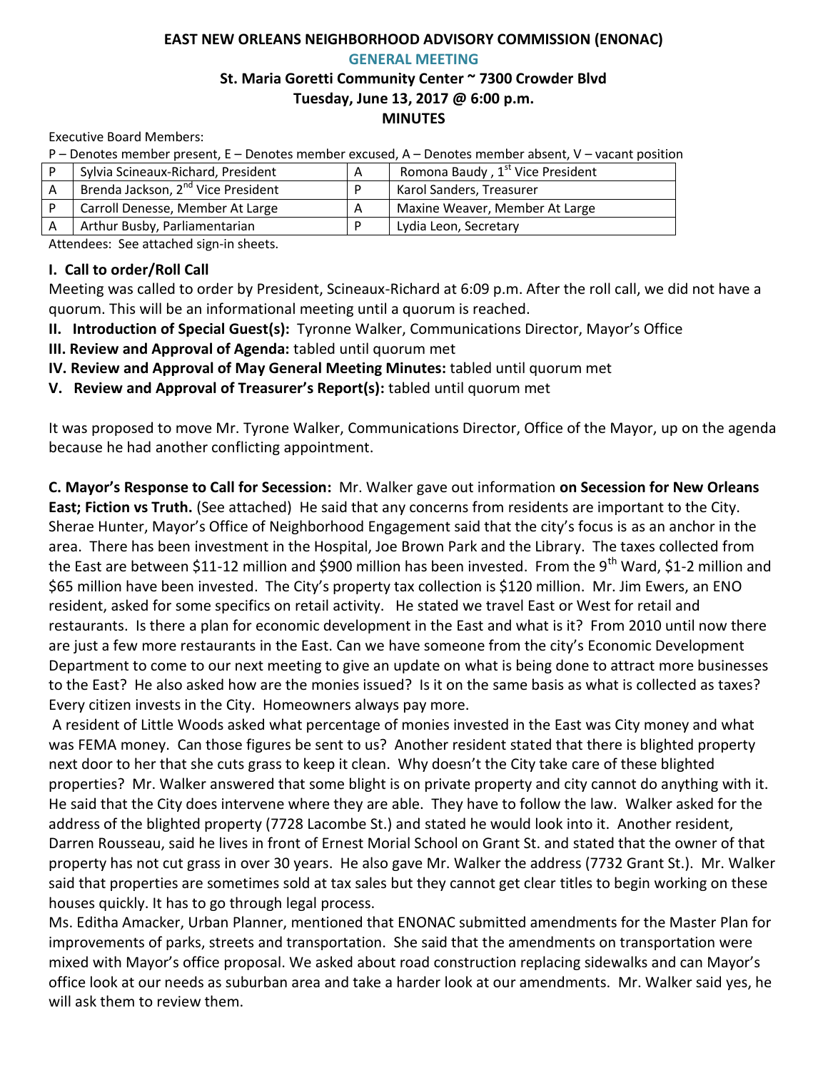# EAST NEW ORLEANS NEIGHBORHOOD ADVISORY COMMISSION (ENONAC)

## GENERAL MEETING

### St. Maria Goretti Community Center ~ 7300 Crowder Blvd

### Tuesday, June 13, 2017 @ 6:00 p.m.

### MINUTES

Executive Board Members:

P – Denotes member present, E – Denotes member excused, A – Denotes member absent, V – vacant position

| | | | |
|---|---|---|---|
| P | Sylvia Scineaux-Richard, President | A | Romona Baudy , 1st Vice President |
| A | Brenda Jackson, 2nd Vice President | P | Karol Sanders, Treasurer |
| P | Carroll Denesse, Member At Large | A | Maxine Weaver, Member At Large |
| A | Arthur Busby, Parliamentarian | P | Lydia Leon, Secretary |

Attendees: See attached sign-in sheets.

**I. Call to order/Roll Call**

Meeting was called to order by President, Scineaux-Richard at 6:09 p.m. After the roll call, we did not have a quorum. This will be an informational meeting until a quorum is reached.

**II. Introduction of Special Guest(s):** Tyronne Walker, Communications Director, Mayor's Office

**III. Review and Approval of Agenda:** tabled until quorum met

**IV. Review and Approval of May General Meeting Minutes:** tabled until quorum met

**V. Review and Approval of Treasurer's Report(s):** tabled until quorum met

It was proposed to move Mr. Tyrone Walker, Communications Director, Office of the Mayor, up on the agenda because he had another conflicting appointment.

**C. Mayor's Response to Call for Secession:** Mr. Walker gave out information **on Secession for New Orleans East; Fiction vs Truth.** (See attached) He said that any concerns from residents are important to the City. Sherae Hunter, Mayor's Office of Neighborhood Engagement said that the city's focus is as an anchor in the area. There has been investment in the Hospital, Joe Brown Park and the Library. The taxes collected from the East are between $11-12 million and $900 million has been invested. From the 9th Ward, $1-2 million and $65 million have been invested. The City's property tax collection is $120 million. Mr. Jim Ewers, an ENO resident, asked for some specifics on retail activity. He stated we travel East or West for retail and restaurants. Is there a plan for economic development in the East and what is it? From 2010 until now there are just a few more restaurants in the East. Can we have someone from the city's Economic Development Department to come to our next meeting to give an update on what is being done to attract more businesses to the East? He also asked how are the monies issued? Is it on the same basis as what is collected as taxes? Every citizen invests in the City. Homeowners always pay more.

A resident of Little Woods asked what percentage of monies invested in the East was City money and what was FEMA money. Can those figures be sent to us? Another resident stated that there is blighted property next door to her that she cuts grass to keep it clean. Why doesn't the City take care of these blighted properties? Mr. Walker answered that some blight is on private property and city cannot do anything with it. He said that the City does intervene where they are able. They have to follow the law. Walker asked for the address of the blighted property (7728 Lacombe St.) and stated he would look into it. Another resident, Darren Rousseau, said he lives in front of Ernest Morial School on Grant St. and stated that the owner of that property has not cut grass in over 30 years. He also gave Mr. Walker the address (7732 Grant St.). Mr. Walker said that properties are sometimes sold at tax sales but they cannot get clear titles to begin working on these houses quickly. It has to go through legal process.

Ms. Editha Amacker, Urban Planner, mentioned that ENONAC submitted amendments for the Master Plan for improvements of parks, streets and transportation. She said that the amendments on transportation were mixed with Mayor's office proposal. We asked about road construction replacing sidewalks and can Mayor's office look at our needs as suburban area and take a harder look at our amendments. Mr. Walker said yes, he will ask them to review them.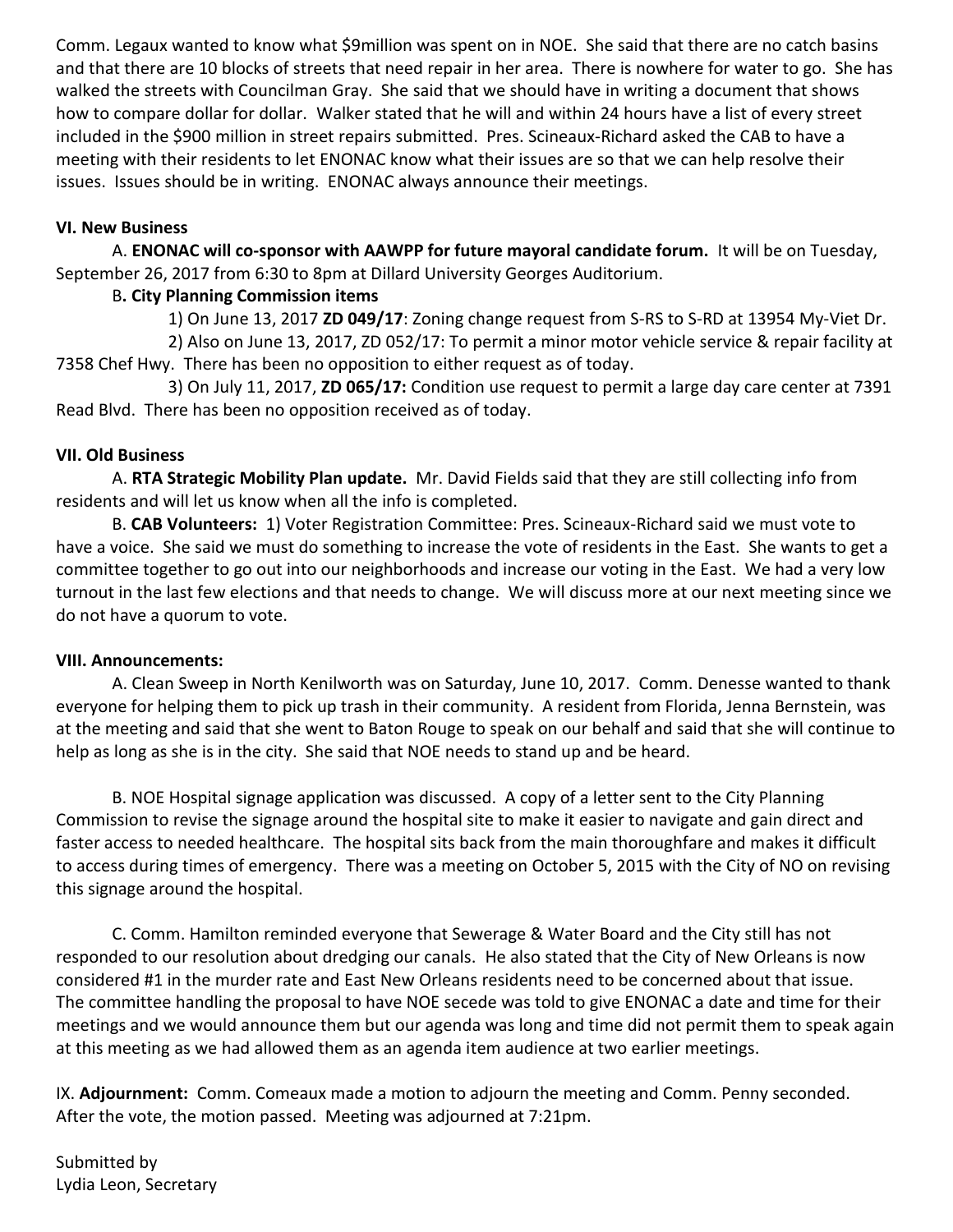Comm. Legaux wanted to know what $9million was spent on in NOE. She said that there are no catch basins and that there are 10 blocks of streets that need repair in her area. There is nowhere for water to go. She has walked the streets with Councilman Gray. She said that we should have in writing a document that shows how to compare dollar for dollar. Walker stated that he will and within 24 hours have a list of every street included in the $900 million in street repairs submitted. Pres. Scineaux-Richard asked the CAB to have a meeting with their residents to let ENONAC know what their issues are so that we can help resolve their issues. Issues should be in writing. ENONAC always announce their meetings.

**VI. New Business**

A. **ENONAC will co-sponsor with AAWPP for future mayoral candidate forum.** It will be on Tuesday, September 26, 2017 from 6:30 to 8pm at Dillard University Georges Auditorium.

B**. City Planning Commission items**

1) On June 13, 2017 **ZD 049/17**: Zoning change request from S-RS to S-RD at 13954 My-Viet Dr.

2) Also on June 13, 2017, ZD 052/17: To permit a minor motor vehicle service & repair facility at 7358 Chef Hwy. There has been no opposition to either request as of today.

3) On July 11, 2017, **ZD 065/17:** Condition use request to permit a large day care center at 7391 Read Blvd. There has been no opposition received as of today.

**VII. Old Business**

A. **RTA Strategic Mobility Plan update.** Mr. David Fields said that they are still collecting info from residents and will let us know when all the info is completed.

B. **CAB Volunteers:** 1) Voter Registration Committee: Pres. Scineaux-Richard said we must vote to have a voice. She said we must do something to increase the vote of residents in the East. She wants to get a committee together to go out into our neighborhoods and increase our voting in the East. We had a very low turnout in the last few elections and that needs to change. We will discuss more at our next meeting since we do not have a quorum to vote.

**VIII. Announcements:**

A. Clean Sweep in North Kenilworth was on Saturday, June 10, 2017. Comm. Denesse wanted to thank everyone for helping them to pick up trash in their community. A resident from Florida, Jenna Bernstein, was at the meeting and said that she went to Baton Rouge to speak on our behalf and said that she will continue to help as long as she is in the city. She said that NOE needs to stand up and be heard.

B. NOE Hospital signage application was discussed. A copy of a letter sent to the City Planning Commission to revise the signage around the hospital site to make it easier to navigate and gain direct and faster access to needed healthcare. The hospital sits back from the main thoroughfare and makes it difficult to access during times of emergency. There was a meeting on October 5, 2015 with the City of NO on revising this signage around the hospital.

C. Comm. Hamilton reminded everyone that Sewerage & Water Board and the City still has not responded to our resolution about dredging our canals. He also stated that the City of New Orleans is now considered #1 in the murder rate and East New Orleans residents need to be concerned about that issue. The committee handling the proposal to have NOE secede was told to give ENONAC a date and time for their meetings and we would announce them but our agenda was long and time did not permit them to speak again at this meeting as we had allowed them as an agenda item audience at two earlier meetings.

IX. **Adjournment:** Comm. Comeaux made a motion to adjourn the meeting and Comm. Penny seconded. After the vote, the motion passed. Meeting was adjourned at 7:21pm.

Submitted by
Lydia Leon, Secretary